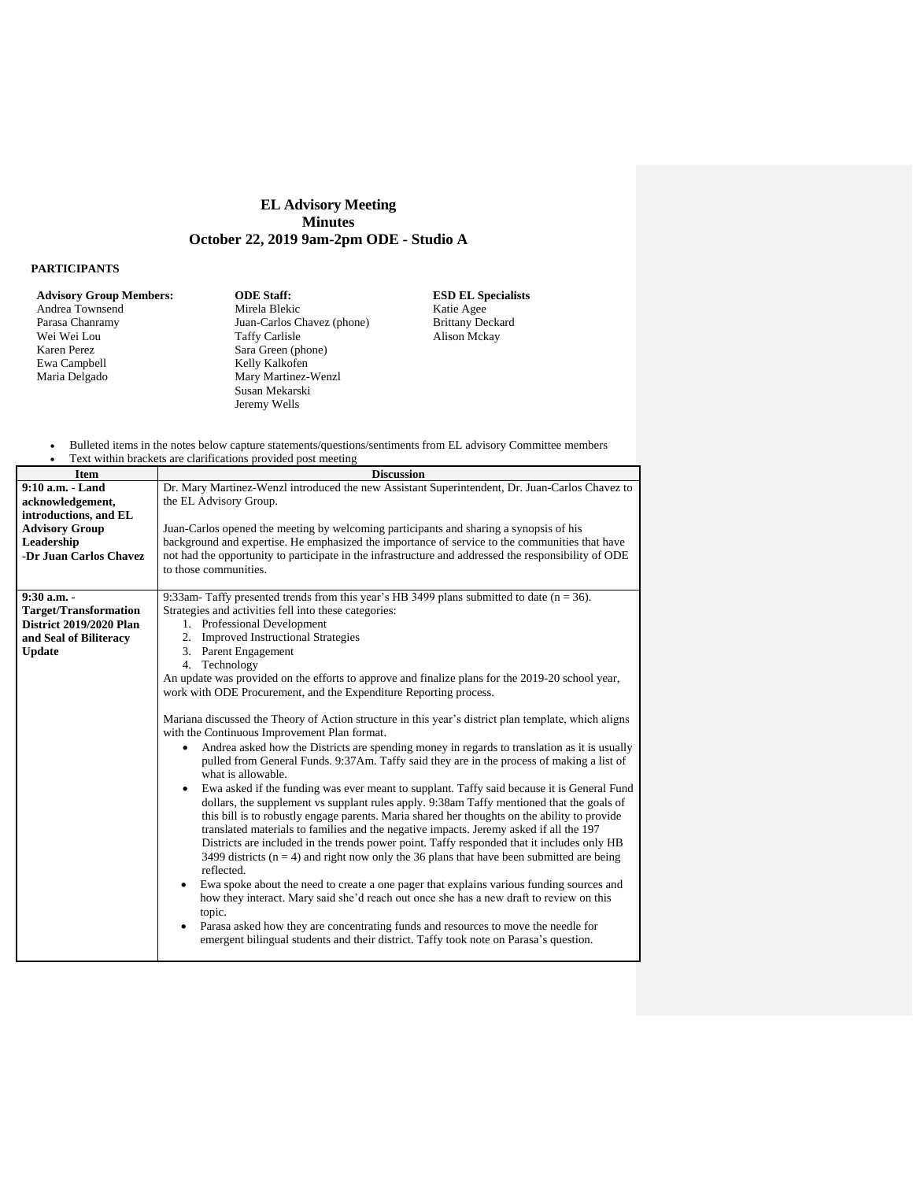# EL Advisory Meeting
## Minutes
### October 22, 2019 9am-2pm ODE - Studio A

**PARTICIPANTS**

**Advisory Group Members:**
Andrea Townsend
Parasa Chanramy
Wei Wei Lou
Karen Perez
Ewa Campbell
Maria Delgado

**ODE Staff:**
Mirela Blekic
Juan-Carlos Chavez (phone)
Taffy Carlisle
Sara Green (phone)
Kelly Kalkofen
Mary Martinez-Wenzl
Susan Mekarski
Jeremy Wells

**ESD EL Specialists**
Katie Agee
Brittany Deckard
Alison Mckay

- Bulleted items in the notes below capture statements/questions/sentiments from EL advisory Committee members
- Text within brackets are clarifications provided post meeting

| Item | Discussion |
|---|---|
| **9:10 a.m. - Land acknowledgement, introductions, and EL Advisory Group Leadership -Dr Juan Carlos Chavez** | Dr. Mary Martinez-Wenzl introduced the new Assistant Superintendent, Dr. Juan-Carlos Chavez to the EL Advisory Group.<br><br>Juan-Carlos opened the meeting by welcoming participants and sharing a synopsis of his background and expertise. He emphasized the importance of service to the communities that have not had the opportunity to participate in the infrastructure and addressed the responsibility of ODE to those communities. |
| **9:30 a.m. - Target/Transformation District 2019/2020 Plan and Seal of Biliteracy Update** | 9:33am- Taffy presented trends from this year's HB 3499 plans submitted to date (n = 36). Strategies and activities fell into these categories:<br>1. Professional Development<br>2. Improved Instructional Strategies<br>3. Parent Engagement<br>4. Technology<br>An update was provided on the efforts to approve and finalize plans for the 2019-20 school year, work with ODE Procurement, and the Expenditure Reporting process.<br><br>Mariana discussed the Theory of Action structure in this year's district plan template, which aligns with the Continuous Improvement Plan format.<br>• Andrea asked how the Districts are spending money in regards to translation as it is usually pulled from General Funds. 9:37Am. Taffy said they are in the process of making a list of what is allowable.<br>• Ewa asked if the funding was ever meant to supplant. Taffy said because it is General Fund dollars, the supplement vs supplant rules apply. 9:38am Taffy mentioned that the goals of this bill is to robustly engage parents. Maria shared her thoughts on the ability to provide translated materials to families and the negative impacts. Jeremy asked if all the 197 Districts are included in the trends power point. Taffy responded that it includes only HB 3499 districts (n = 4) and right now only the 36 plans that have been submitted are being reflected.<br>• Ewa spoke about the need to create a one pager that explains various funding sources and how they interact. Mary said she'd reach out once she has a new draft to review on this topic.<br>• Parasa asked how they are concentrating funds and resources to move the needle for emergent bilingual students and their district. Taffy took note on Parasa's question. |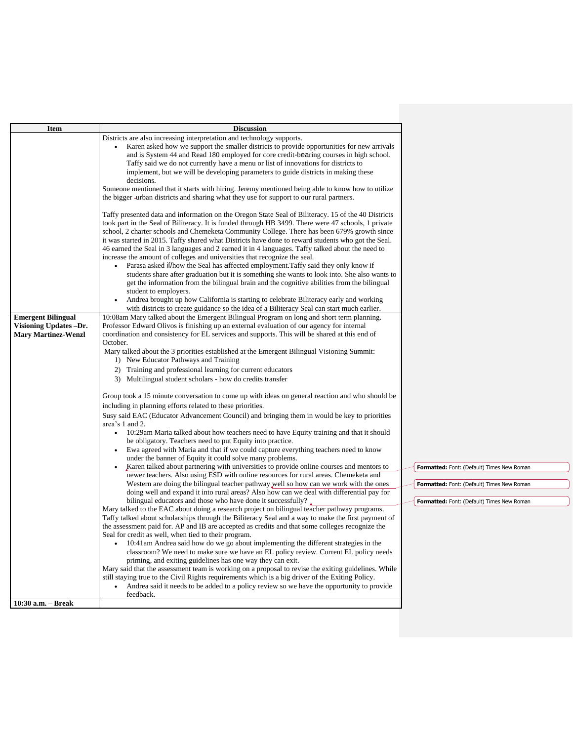| Item | Discussion |
| --- | --- |
| | Districts are also increasing interpretation and technology supports.<br>• Karen asked how we support the smaller districts to provide opportunities for new arrivals and is System 44 and Read 180 employed for core credit-bearing courses in high school. Taffy said we do not currently have a menu or list of innovations for districts to implement, but we will be developing parameters to guide districts in making these decisions.<br>Someone mentioned that it starts with hiring. Jeremy mentioned being able to know how to utilize the bigger urban districts and sharing what they use for support to our rural partners.<br><br>Taffy presented data and information on the Oregon State Seal of Biliteracy. 15 of the 40 Districts took part in the Seal of Biliteracy. It is funded through HB 3499. There were 47 schools, 1 private school, 2 charter schools and Chemeketa Community College. There has been 679% growth since it was started in 2015. Taffy shared what Districts have done to reward students who got the Seal. 46 earned the Seal in 3 languages and 2 earned it in 4 languages. Taffy talked about the need to increase the amount of colleges and universities that recognize the seal.<br>• Parasa asked if/how the Seal has affected employment.Taffy said they only know if students share after graduation but it is something she wants to look into. She also wants to get the information from the bilingual brain and the cognitive abilities from the bilingual student to employers.<br>• Andrea brought up how California is starting to celebrate Biliteracy early and working with districts to create guidance so the idea of a Biliteracy Seal can start much earlier. |
| **Emergent Bilingual Visioning Updates –Dr. Mary Martinez-Wenzl** | 10:08am Mary talked about the Emergent Bilingual Program on long and short term planning. Professor Edward Olivos is finishing up an external evaluation of our agency for internal coordination and consistency for EL services and supports. This will be shared at this end of October.<br>Mary talked about the 3 priorities established at the Emergent Bilingual Visioning Summit:<br>1) New Educator Pathways and Training<br>2) Training and professional learning for current educators<br>3) Multilingual student scholars - how do credits transfer<br><br>Group took a 15 minute conversation to come up with ideas on general reaction and who should be including in planning efforts related to these priorities.<br>Susy said EAC (Educator Advancement Council) and bringing them in would be key to priorities area's 1 and 2.<br>• 10:29am Maria talked about how teachers need to have Equity training and that it should be obligatory. Teachers need to put Equity into practice.<br>• Ewa agreed with Maria and that if we could capture everything teachers need to know under the banner of Equity it could solve many problems.<br>• Karen talked about partnering with universities to provide online courses and mentors to newer teachers. Also using ESD with online resources for rural areas. Chemeketa and Western are doing the bilingual teacher pathway well so how can we work with the ones doing well and expand it into rural areas? Also how can we deal with differential pay for bilingual educators and those who have done it successfully?<br>Mary talked to the EAC about doing a research project on bilingual teacher pathway programs.<br>Taffy talked about scholarships through the Biliteracy Seal and a way to make the first payment of the assessment paid for. AP and IB are accepted as credits and that some colleges recognize the Seal for credit as well, when tied to their program.<br>• 10:41am Andrea said how do we go about implementing the different strategies in the classroom? We need to make sure we have an EL policy review. Current EL policy needs priming, and exiting guidelines has one way they can exit.<br>Mary said that the assessment team is working on a proposal to revise the exiting guidelines. While still staying true to the Civil Rights requirements which is a big driver of the Exiting Policy.<br>• Andrea said it needs to be added to a policy review so we have the opportunity to provide feedback. |
| **10:30 a.m. – Break** | |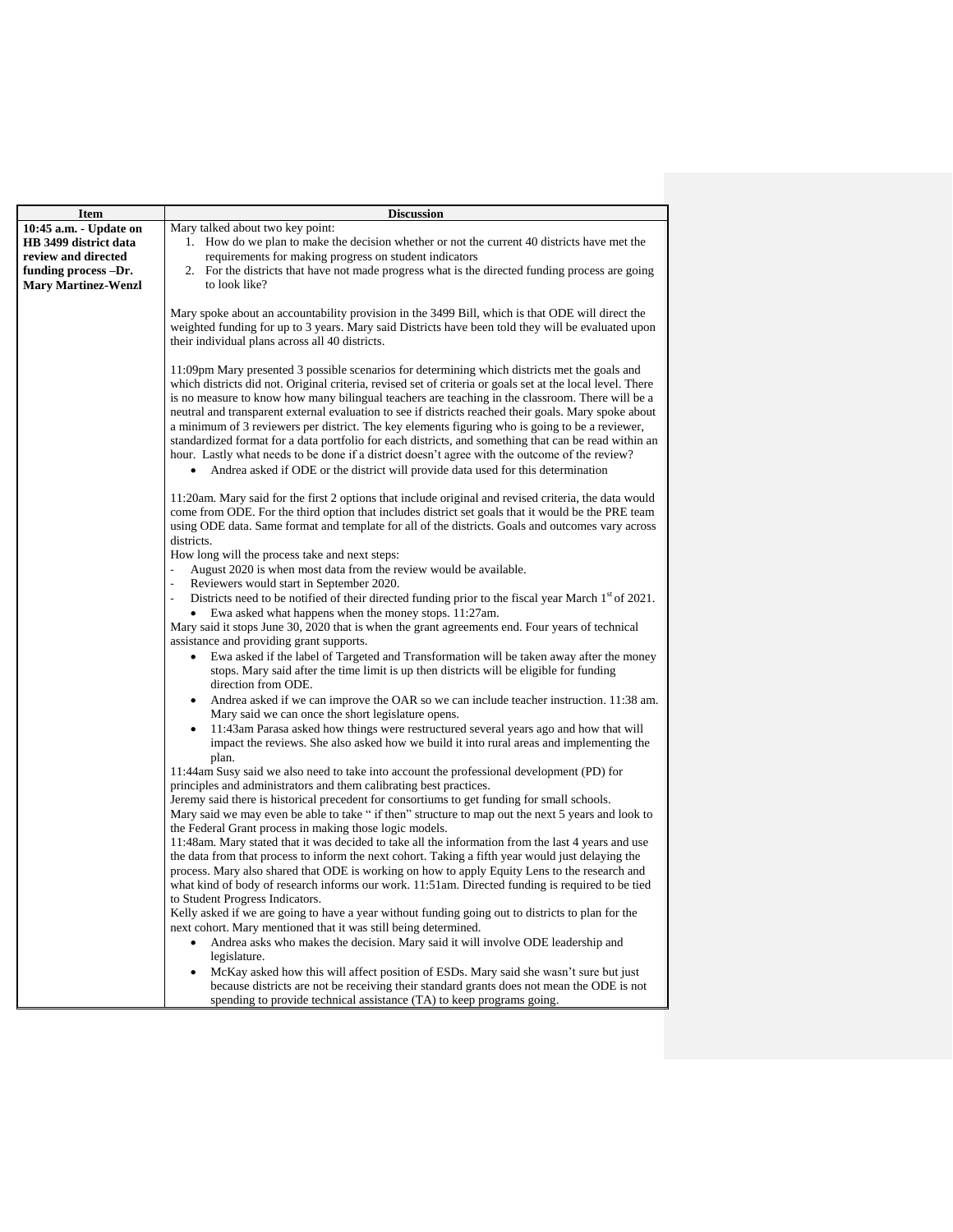| Item | Discussion |
|---|---|
| **10:45 a.m. - Update on HB 3499 district data review and directed funding process –Dr. Mary Martinez-Wenzl** | Mary talked about two key point:<br>1. How do we plan to make the decision whether or not the current 40 districts have met the requirements for making progress on student indicators<br>2. For the districts that have not made progress what is the directed funding process are going to look like?<br><br>Mary spoke about an accountability provision in the 3499 Bill, which is that ODE will direct the weighted funding for up to 3 years. Mary said Districts have been told they will be evaluated upon their individual plans across all 40 districts.<br><br>11:09pm Mary presented 3 possible scenarios for determining which districts met the goals and which districts did not. Original criteria, revised set of criteria or goals set at the local level. There is no measure to know how many bilingual teachers are teaching in the classroom. There will be a neutral and transparent external evaluation to see if districts reached their goals. Mary spoke about a minimum of 3 reviewers per district. The key elements figuring who is going to be a reviewer, standardized format for a data portfolio for each districts, and something that can be read within an hour. Lastly what needs to be done if a district doesn't agree with the outcome of the review?<br>• Andrea asked if ODE or the district will provide data used for this determination<br><br>11:20am. Mary said for the first 2 options that include original and revised criteria, the data would come from ODE. For the third option that includes district set goals that it would be the PRE team using ODE data. Same format and template for all of the districts. Goals and outcomes vary across districts.<br>How long will the process take and next steps:<br>- August 2020 is when most data from the review would be available.<br>- Reviewers would start in September 2020.<br>- Districts need to be notified of their directed funding prior to the fiscal year March 1st of 2021.<br>• Ewa asked what happens when the money stops. 11:27am.<br>Mary said it stops June 30, 2020 that is when the grant agreements end. Four years of technical assistance and providing grant supports.<br>• Ewa asked if the label of Targeted and Transformation will be taken away after the money stops. Mary said after the time limit is up then districts will be eligible for funding direction from ODE.<br>• Andrea asked if we can improve the OAR so we can include teacher instruction. 11:38 am. Mary said we can once the short legislature opens.<br>• 11:43am Parasa asked how things were restructured several years ago and how that will impact the reviews. She also asked how we build it into rural areas and implementing the plan.<br>11:44am Susy said we also need to take into account the professional development (PD) for principles and administrators and them calibrating best practices.<br>Jeremy said there is historical precedent for consortiums to get funding for small schools.<br>Mary said we may even be able to take " if then" structure to map out the next 5 years and look to the Federal Grant process in making those logic models.<br>11:48am. Mary stated that it was decided to take all the information from the last 4 years and use the data from that process to inform the next cohort. Taking a fifth year would just delaying the process. Mary also shared that ODE is working on how to apply Equity Lens to the research and what kind of body of research informs our work. 11:51am. Directed funding is required to be tied to Student Progress Indicators.<br>Kelly asked if we are going to have a year without funding going out to districts to plan for the next cohort. Mary mentioned that it was still being determined.<br>• Andrea asks who makes the decision. Mary said it will involve ODE leadership and legislature.<br>• McKay asked how this will affect position of ESDs. Mary said she wasn't sure but just because districts are not be receiving their standard grants does not mean the ODE is not spending to provide technical assistance (TA) to keep programs going. |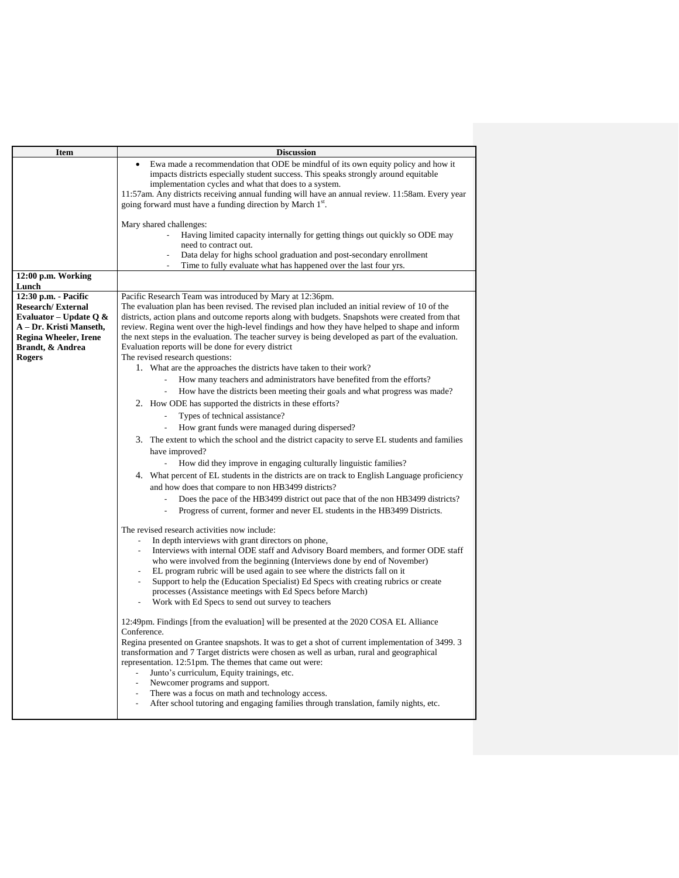| Item | Discussion |
|---|---|
| | • Ewa made a recommendation that ODE be mindful of its own equity policy and how it impacts districts especially student success. This speaks strongly around equitable implementation cycles and what that does to a system.<br>11:57am. Any districts receiving annual funding will have an annual review. 11:58am. Every year going forward must have a funding direction by March 1st.<br><br>Mary shared challenges:<br>- Having limited capacity internally for getting things out quickly so ODE may need to contract out.<br>- Data delay for highs school graduation and post-secondary enrollment<br>- Time to fully evaluate what has happened over the last four yrs. |
| **12:00 p.m. Working Lunch** | |
| **12:30 p.m. - Pacific Research/ External Evaluator – Update Q & A – Dr. Kristi Manseth, Regina Wheeler, Irene Brandt, & Andrea Rogers** | Pacific Research Team was introduced by Mary at 12:36pm.<br>The evaluation plan has been revised. The revised plan included an initial review of 10 of the districts, action plans and outcome reports along with budgets. Snapshots were created from that review. Regina went over the high-level findings and how they have helped to shape and inform the next steps in the evaluation. The teacher survey is being developed as part of the evaluation. Evaluation reports will be done for every district<br>The revised research questions:<br>1. What are the approaches the districts have taken to their work?<br>- How many teachers and administrators have benefited from the efforts?<br>- How have the districts been meeting their goals and what progress was made?<br>2. How ODE has supported the districts in these efforts?<br>- Types of technical assistance?<br>- How grant funds were managed during dispersed?<br>3. The extent to which the school and the district capacity to serve EL students and families have improved?<br>- How did they improve in engaging culturally linguistic families?<br>4. What percent of EL students in the districts are on track to English Language proficiency and how does that compare to non HB3499 districts?<br>- Does the pace of the HB3499 district out pace that of the non HB3499 districts?<br>- Progress of current, former and never EL students in the HB3499 Districts.<br><br>The revised research activities now include:<br>- In depth interviews with grant directors on phone,<br>- Interviews with internal ODE staff and Advisory Board members, and former ODE staff who were involved from the beginning (Interviews done by end of November)<br>- EL program rubric will be used again to see where the districts fall on it<br>- Support to help the (Education Specialist) Ed Specs with creating rubrics or create processes (Assistance meetings with Ed Specs before March)<br>- Work with Ed Specs to send out survey to teachers<br><br>12:49pm. Findings [from the evaluation] will be presented at the 2020 COSA EL Alliance Conference.<br>Regina presented on Grantee snapshots. It was to get a shot of current implementation of 3499. 3 transformation and 7 Target districts were chosen as well as urban, rural and geographical representation. 12:51pm. The themes that came out were:<br>- Junto's curriculum, Equity trainings, etc.<br>- Newcomer programs and support.<br>- There was a focus on math and technology access.<br>- After school tutoring and engaging families through translation, family nights, etc. |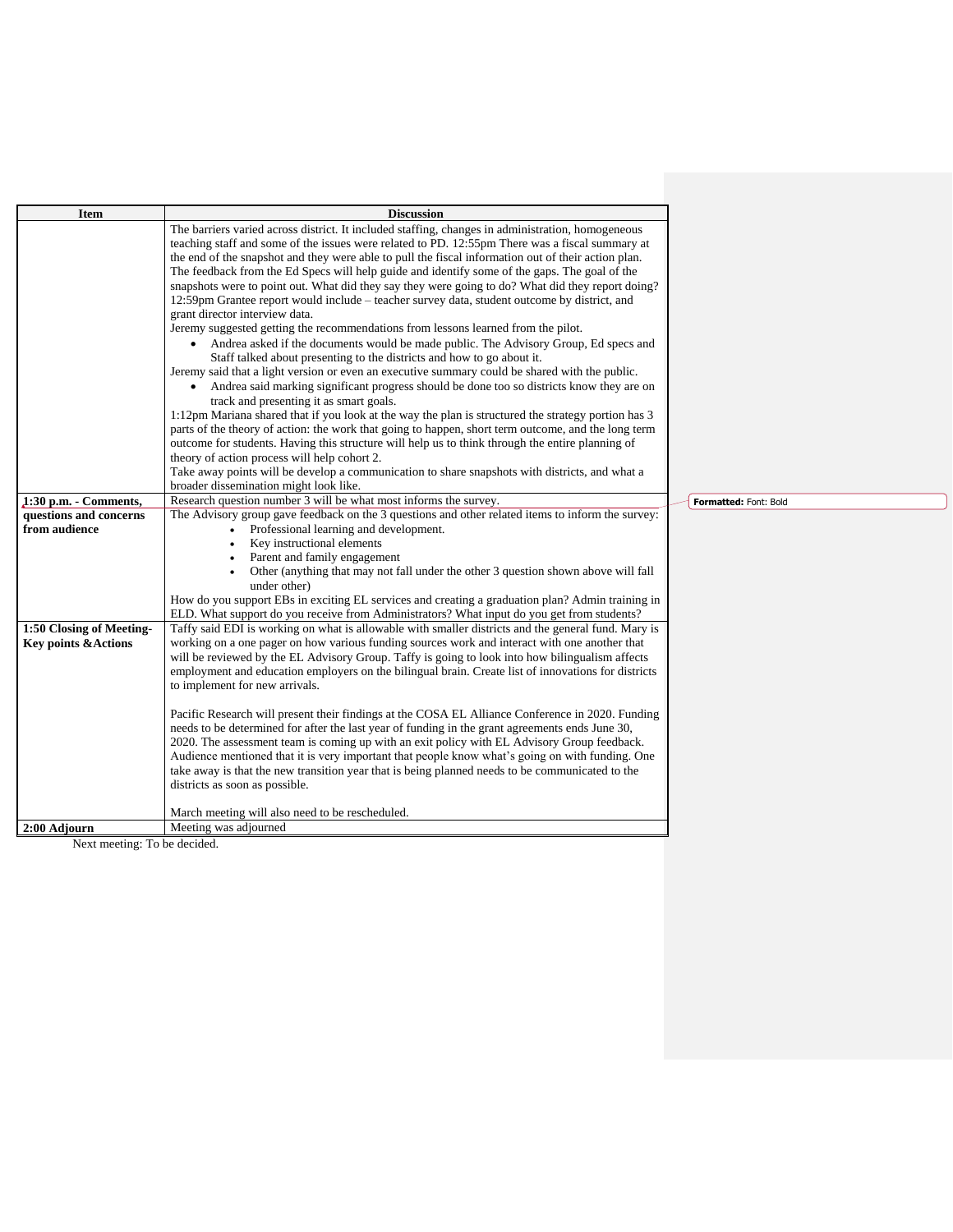| Item | Discussion |
|---|---|
| | The barriers varied across district. It included staffing, changes in administration, homogeneous teaching staff and some of the issues were related to PD. 12:55pm There was a fiscal summary at the end of the snapshot and they were able to pull the fiscal information out of their action plan. The feedback from the Ed Specs will help guide and identify some of the gaps. The goal of the snapshots were to point out. What did they say they were going to do? What did they report doing? 12:59pm Grantee report would include – teacher survey data, student outcome by district, and grant director interview data.<br>Jeremy suggested getting the recommendations from lessons learned from the pilot.<br>• Andrea asked if the documents would be made public. The Advisory Group, Ed specs and Staff talked about presenting to the districts and how to go about it.<br>Jeremy said that a light version or even an executive summary could be shared with the public.<br>• Andrea said marking significant progress should be done too so districts know they are on track and presenting it as smart goals.<br>1:12pm Mariana shared that if you look at the way the plan is structured the strategy portion has 3 parts of the theory of action: the work that going to happen, short term outcome, and the long term outcome for students. Having this structure will help us to think through the entire planning of theory of action process will help cohort 2.<br>Take away points will be develop a communication to share snapshots with districts, and what a broader dissemination might look like. |
| **1:30 p.m. - Comments, questions and concerns from audience** | Research question number 3 will be what most informs the survey.<br>The Advisory group gave feedback on the 3 questions and other related items to inform the survey:<br>• Professional learning and development.<br>• Key instructional elements<br>• Parent and family engagement<br>• Other (anything that may not fall under the other 3 question shown above will fall under other)<br>How do you support EBs in exciting EL services and creating a graduation plan? Admin training in ELD. What support do you receive from Administrators? What input do you get from students? |
| **1:50 Closing of Meeting- Key points &Actions** | Taffy said EDI is working on what is allowable with smaller districts and the general fund. Mary is working on a one pager on how various funding sources work and interact with one another that will be reviewed by the EL Advisory Group. Taffy is going to look into how bilingualism affects employment and education employers on the bilingual brain. Create list of innovations for districts to implement for new arrivals.<br><br>Pacific Research will present their findings at the COSA EL Alliance Conference in 2020. Funding needs to be determined for after the last year of funding in the grant agreements ends June 30, 2020. The assessment team is coming up with an exit policy with EL Advisory Group feedback. Audience mentioned that it is very important that people know what's going on with funding. One take away is that the new transition year that is being planned needs to be communicated to the districts as soon as possible.<br><br>March meeting will also need to be rescheduled. |
| **2:00 Adjourn** | Meeting was adjourned |

Next meeting: To be decided.